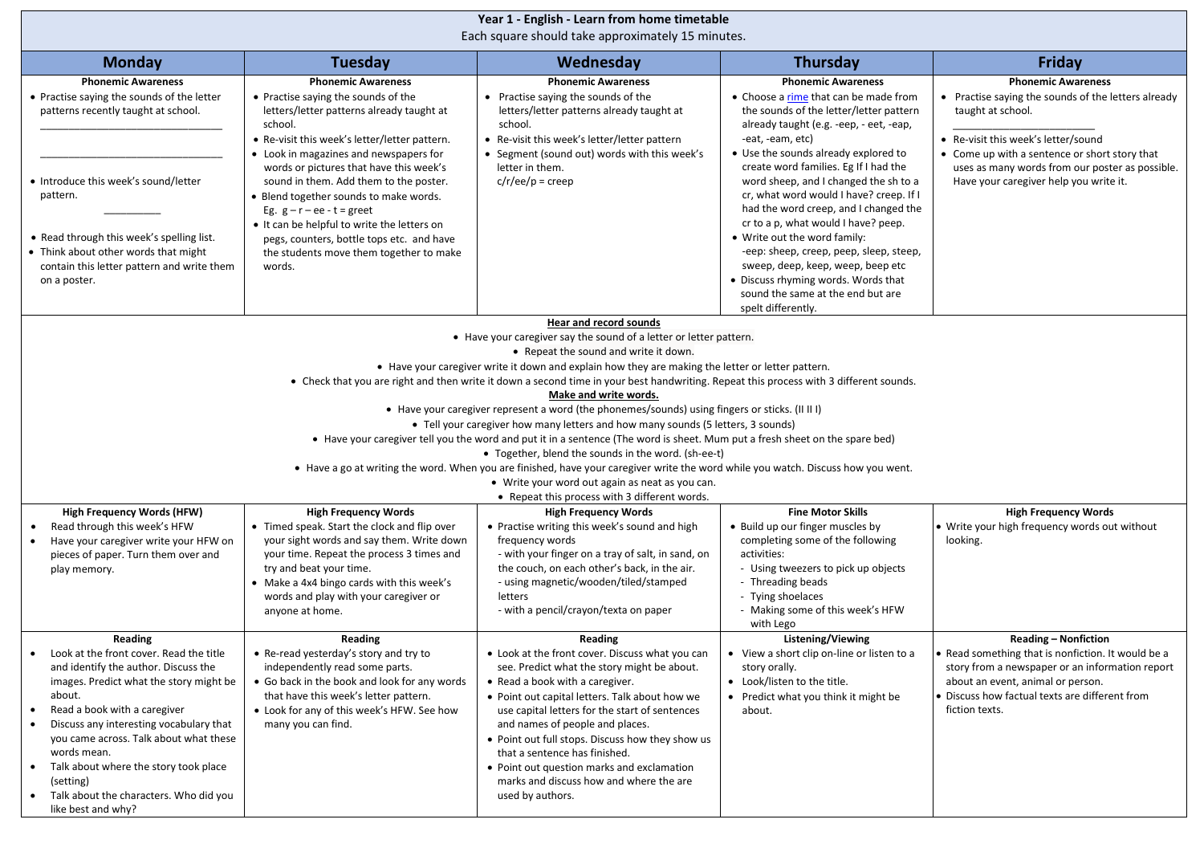# Year 1 - English - Learn from home timetable

Each square should take approximately 15 minutes.

| Monday | Tuesday | Wednesday | Thursday | Friday |
|---|---|---|---|---|
| **Phonemic Awareness**<br>• Practise saying the sounds of the letter patterns recently taught at school.<br>________________________________<br>________________________________<br>• Introduce this week's sound/letter pattern.<br>__________<br>• Read through this week's spelling list.<br>• Think about other words that might contain this letter pattern and write them on a poster. | **Phonemic Awareness**<br>• Practise saying the sounds of the letters/letter patterns already taught at school.<br>• Re-visit this week's letter/letter pattern.<br>• Look in magazines and newspapers for words or pictures that have this week's sound in them. Add them to the poster.<br>• Blend together sounds to make words. Eg. g – r – ee - t = greet<br>• It can be helpful to write the letters on pegs, counters, bottle tops etc. and have the students move them together to make words. | **Phonemic Awareness**<br>• Practise saying the sounds of the letters/letter patterns already taught at school.<br>• Re-visit this week's letter/letter pattern<br>• Segment (sound out) words with this week's letter in them.<br>c/r/ee/p = creep | **Phonemic Awareness**<br>• Choose a rime that can be made from the sounds of the letter/letter pattern already taught (e.g. -eep, - eet, -eap, -eat, -eam, etc)<br>• Use the sounds already explored to create word families. Eg If I had the word sheep, and I changed the sh to a cr, what word would I have? creep. If I had the word creep, and I changed the cr to a p, what would I have? peep.<br>• Write out the word family:<br>-eep: sheep, creep, peep, sleep, steep, sweep, deep, keep, weep, beep etc<br>• Discuss rhyming words. Words that sound the same at the end but are spelt differently. | **Phonemic Awareness**<br>• Practise saying the sounds of the letters already taught at school.<br>________________________<br>• Re-visit this week's letter/sound<br>• Come up with a sentence or short story that uses as many words from our poster as possible. Have your caregiver help you write it. |
| **Hear and record sounds**<br>• Have your caregiver say the sound of a letter or letter pattern.<br>• Repeat the sound and write it down.<br>• Have your caregiver write it down and explain how they are making the letter or letter pattern.<br>• Check that you are right and then write it down a second time in your best handwriting. Repeat this process with 3 different sounds.<br>**Make and write words.**<br>• Have your caregiver represent a word (the phonemes/sounds) using fingers or sticks. (II II I)<br>• Tell your caregiver how many letters and how many sounds (5 letters, 3 sounds)<br>• Have your caregiver tell you the word and put it in a sentence (The word is sheet. Mum put a fresh sheet on the spare bed)<br>• Together, blend the sounds in the word. (sh-ee-t)<br>• Have a go at writing the word. When you are finished, have your caregiver write the word while you watch. Discuss how you went.<br>• Write your word out again as neat as you can.<br>• Repeat this process with 3 different words. | | | | |
| **High Frequency Words (HFW)**<br>• Read through this week's HFW<br>• Have your caregiver write your HFW on pieces of paper. Turn them over and play memory. | **High Frequency Words**<br>• Timed speak. Start the clock and flip over your sight words and say them. Write down your time. Repeat the process 3 times and try and beat your time.<br>• Make a 4x4 bingo cards with this week's words and play with your caregiver or anyone at home. | **High Frequency Words**<br>• Practise writing this week's sound and high frequency words<br>- with your finger on a tray of salt, in sand, on the couch, on each other's back, in the air.<br>- using magnetic/wooden/tiled/stamped letters<br>- with a pencil/crayon/texta on paper | **Fine Motor Skills**<br>• Build up our finger muscles by completing some of the following activities:<br>- Using tweezers to pick up objects<br>- Threading beads<br>- Tying shoelaces<br>- Making some of this week's HFW with Lego | **High Frequency Words**<br>• Write your high frequency words out without looking. |
| **Reading**<br>• Look at the front cover. Read the title and identify the author. Discuss the images. Predict what the story might be about.<br>• Read a book with a caregiver<br>• Discuss any interesting vocabulary that you came across. Talk about what these words mean.<br>• Talk about where the story took place (setting)<br>• Talk about the characters. Who did you like best and why? | **Reading**<br>• Re-read yesterday's story and try to independently read some parts.<br>• Go back in the book and look for any words that have this week's letter pattern.<br>• Look for any of this week's HFW. See how many you can find. | **Reading**<br>• Look at the front cover. Discuss what you can see. Predict what the story might be about.<br>• Read a book with a caregiver.<br>• Point out capital letters. Talk about how we use capital letters for the start of sentences and names of people and places.<br>• Point out full stops. Discuss how they show us that a sentence has finished.<br>• Point out question marks and exclamation marks and discuss how and where the are used by authors. | **Listening/Viewing**<br>• View a short clip on-line or listen to a story orally.<br>• Look/listen to the title.<br>• Predict what you think it might be about. | **Reading – Nonfiction**<br>• Read something that is nonfiction. It would be a story from a newspaper or an information report about an event, animal or person.<br>• Discuss how factual texts are different from fiction texts. |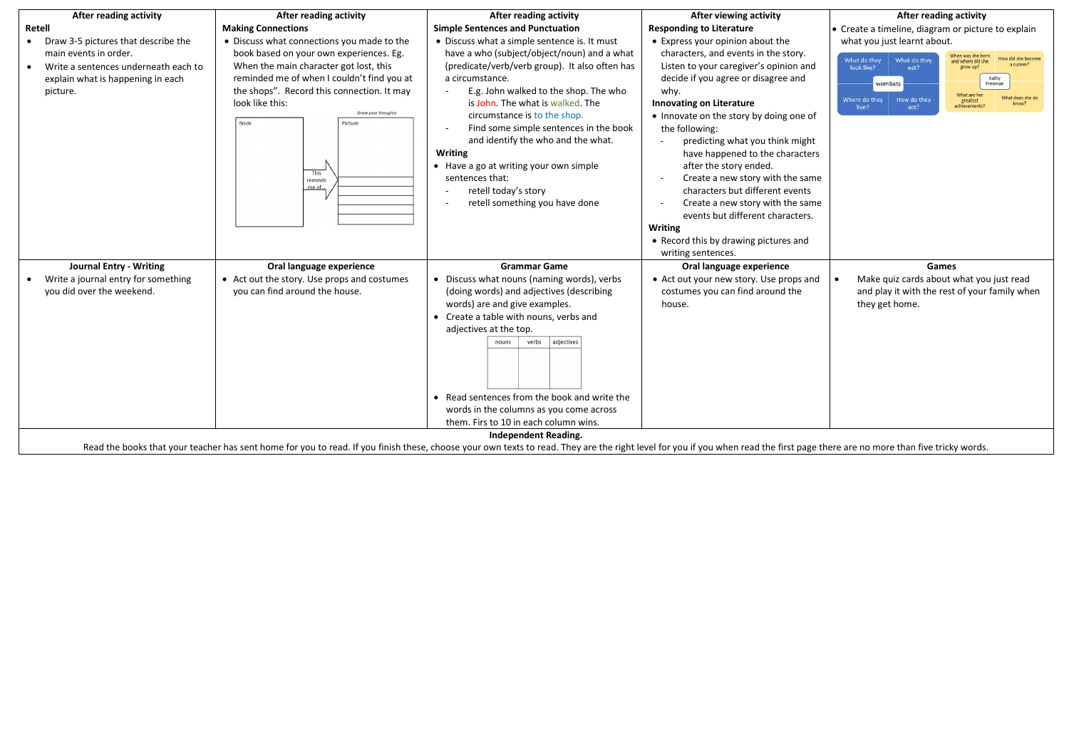| After reading activity | After reading activity | After reading activity | After viewing activity | After reading activity |
|---|---|---|---|---|
| **Retell**<br>• Draw 3-5 pictures that describe the main events in order.<br>• Write a sentences underneath each to explain what is happening in each picture. | **Making Connections**<br>• Discuss what connections you made to the book based on your own experiences. Eg. When the main character got lost, this reminded me of when I couldn't find you at the shops". Record this connection. It may look like this:<br>*Draw your thoughts*<br>Book — This reminds me of... — Picture | **Simple Sentences and Punctuation**<br>• Discuss what a simple sentence is. It must have a who (subject/object/noun) and a what (predicate/verb/verb group). It also often has a circumstance.<br>- E.g. John walked to the shop. The who is John. The what is walked. The circumstance is to the shop.<br>- Find some simple sentences in the book and identify the who and the what.<br>**Writing**<br>• Have a go at writing your own simple sentences that:<br>- retell today's story<br>- retell something you have done | **Responding to Literature**<br>• Express your opinion about the characters, and events in the story. Listen to your caregiver's opinion and decide if you agree or disagree and why.<br>**Innovating on Literature**<br>• Innovate on the story by doing one of the following:<br>- predicting what you think might have happened to the characters after the story ended.<br>- Create a new story with the same characters but different events<br>- Create a new story with the same events but different characters.<br>**Writing**<br>• Record this by drawing pictures and writing sentences. | • Create a timeline, diagram or picture to explain what you just learnt about.<br>wombats: What do they look like? What do they eat? Where do they live? How do they act?<br>Kathy Freeman: When was she born and where did she grow up? How did she become a runner? What are her greatest achievements? What does she do know? |
| **Journal Entry - Writing** | **Oral language experience** | **Grammar Game** | **Oral language experience** | **Games** |
| • Write a journal entry for something you did over the weekend. | • Act out the story. Use props and costumes you can find around the house. | • Discuss what nouns (naming words), verbs (doing words) and adjectives (describing words) are and give examples.<br>• Create a table with nouns, verbs and adjectives at the top.<br>nouns \| verbs \| adjectives<br>• Read sentences from the book and write the words in the columns as you come across them. Firs to 10 in each column wins. | • Act out your new story. Use props and costumes you can find around the house. | • Make quiz cards about what you just read and play it with the rest of your family when they get home. |

**Independent Reading.**

Read the books that your teacher has sent home for you to read. If you finish these, choose your own texts to read. They are the right level for you if you when read the first page there are no more than five tricky words.